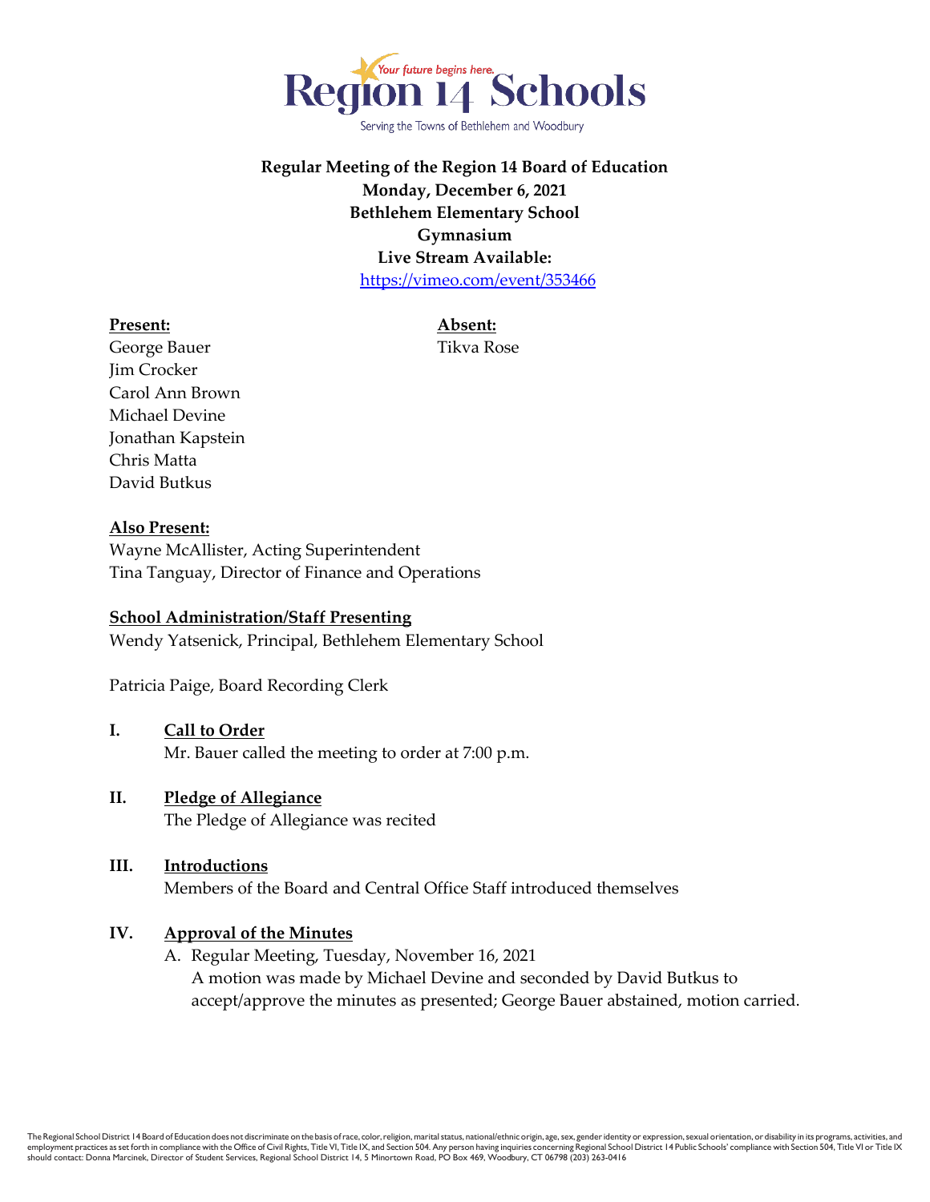Region 14 Schools

Your future begins here.

Serving the Towns of Bethlehem and Woodbury

**Regular Meeting of the Region 14 Board of Education**
**Monday, December 6, 2021**
**Bethlehem Elementary School**
**Gymnasium**
**Live Stream Available:**
https://vimeo.com/event/353466

**Present:**
George Bauer
Jim Crocker
Carol Ann Brown
Michael Devine
Jonathan Kapstein
Chris Matta
David Butkus

**Absent:**
Tikva Rose

**Also Present:**
Wayne McAllister, Acting Superintendent
Tina Tanguay, Director of Finance and Operations

**School Administration/Staff Presenting**
Wendy Yatsenick, Principal, Bethlehem Elementary School

Patricia Paige, Board Recording Clerk

## I. Call to Order

Mr. Bauer called the meeting to order at 7:00 p.m.

## II. Pledge of Allegiance

The Pledge of Allegiance was recited

## III. Introductions

Members of the Board and Central Office Staff introduced themselves

## IV. Approval of the Minutes

A. Regular Meeting, Tuesday, November 16, 2021
A motion was made by Michael Devine and seconded by David Butkus to accept/approve the minutes as presented; George Bauer abstained, motion carried.

The Regional School District 14 Board of Education does not discriminate on the basis of race, color, religion, marital status, national/ethnic origin, age, sex, gender identity or expression, sexual orientation, or disability in its programs, activities, and employment practices as set forth in compliance with the Office of Civil Rights, Title VI, Title IX, and Section 504. Any person having inquiries concerning Regional School District 14 Public Schools' compliance with Section 504, Title VI or Title IX should contact: Donna Marcinek, Director of Student Services, Regional School District 14, 5 Minortown Road, PO Box 469, Woodbury, CT 06798 (203) 263-0416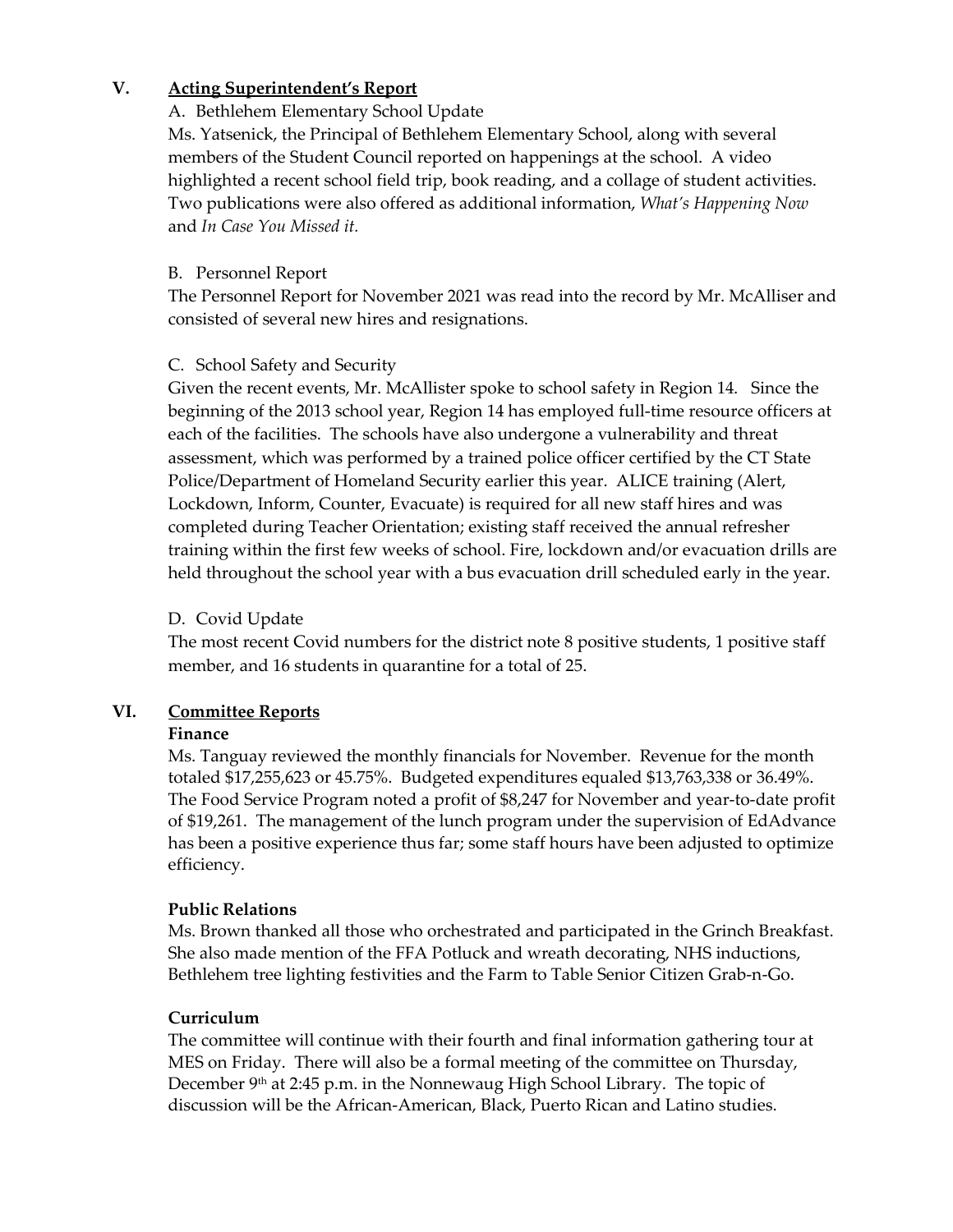## V. Acting Superintendent's Report

A. Bethlehem Elementary School Update

Ms. Yatsenick, the Principal of Bethlehem Elementary School, along with several members of the Student Council reported on happenings at the school. A video highlighted a recent school field trip, book reading, and a collage of student activities. Two publications were also offered as additional information, *What's Happening Now* and *In Case You Missed it.*

B. Personnel Report

The Personnel Report for November 2021 was read into the record by Mr. McAlliser and consisted of several new hires and resignations.

C. School Safety and Security

Given the recent events, Mr. McAllister spoke to school safety in Region 14. Since the beginning of the 2013 school year, Region 14 has employed full-time resource officers at each of the facilities. The schools have also undergone a vulnerability and threat assessment, which was performed by a trained police officer certified by the CT State Police/Department of Homeland Security earlier this year. ALICE training (Alert, Lockdown, Inform, Counter, Evacuate) is required for all new staff hires and was completed during Teacher Orientation; existing staff received the annual refresher training within the first few weeks of school. Fire, lockdown and/or evacuation drills are held throughout the school year with a bus evacuation drill scheduled early in the year.

D. Covid Update

The most recent Covid numbers for the district note 8 positive students, 1 positive staff member, and 16 students in quarantine for a total of 25.

## VI. Committee Reports

**Finance**

Ms. Tanguay reviewed the monthly financials for November. Revenue for the month totaled $17,255,623 or 45.75%. Budgeted expenditures equaled $13,763,338 or 36.49%. The Food Service Program noted a profit of $8,247 for November and year-to-date profit of $19,261. The management of the lunch program under the supervision of EdAdvance has been a positive experience thus far; some staff hours have been adjusted to optimize efficiency.

**Public Relations**

Ms. Brown thanked all those who orchestrated and participated in the Grinch Breakfast. She also made mention of the FFA Potluck and wreath decorating, NHS inductions, Bethlehem tree lighting festivities and the Farm to Table Senior Citizen Grab-n-Go.

**Curriculum**

The committee will continue with their fourth and final information gathering tour at MES on Friday. There will also be a formal meeting of the committee on Thursday, December 9th at 2:45 p.m. in the Nonnewaug High School Library. The topic of discussion will be the African-American, Black, Puerto Rican and Latino studies.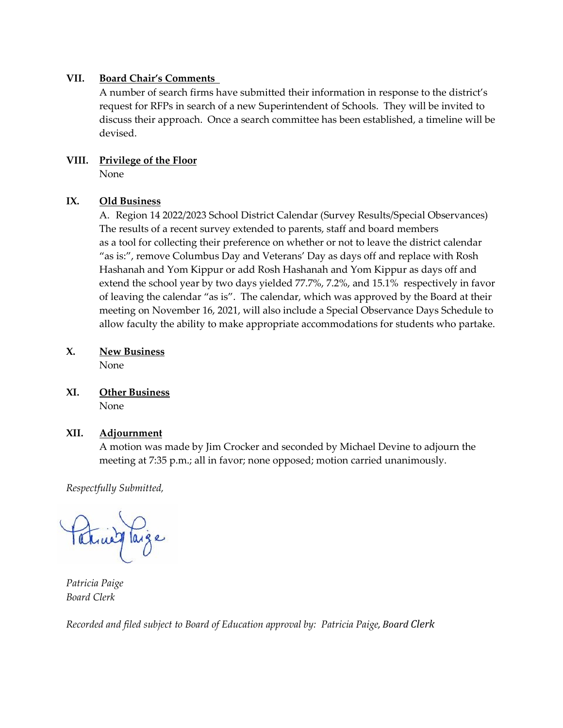**VII. Board Chair's Comments**

A number of search firms have submitted their information in response to the district's request for RFPs in search of a new Superintendent of Schools. They will be invited to discuss their approach. Once a search committee has been established, a timeline will be devised.

**VIII. Privilege of the Floor**

None

**IX. Old Business**

A. Region 14 2022/2023 School District Calendar (Survey Results/Special Observances)
The results of a recent survey extended to parents, staff and board members as a tool for collecting their preference on whether or not to leave the district calendar "as is:", remove Columbus Day and Veterans' Day as days off and replace with Rosh Hashanah and Yom Kippur or add Rosh Hashanah and Yom Kippur as days off and extend the school year by two days yielded 77.7%, 7.2%, and 15.1% respectively in favor of leaving the calendar "as is". The calendar, which was approved by the Board at their meeting on November 16, 2021, will also include a Special Observance Days Schedule to allow faculty the ability to make appropriate accommodations for students who partake.

**X. New Business**

None

**XI. Other Business**

None

**XII. Adjournment**

A motion was made by Jim Crocker and seconded by Michael Devine to adjourn the meeting at 7:35 p.m.; all in favor; none opposed; motion carried unanimously.

*Respectfully Submitted,*

*Patricia Paige*
*Board Clerk*

*Recorded and filed subject to Board of Education approval by: Patricia Paige, Board Clerk*